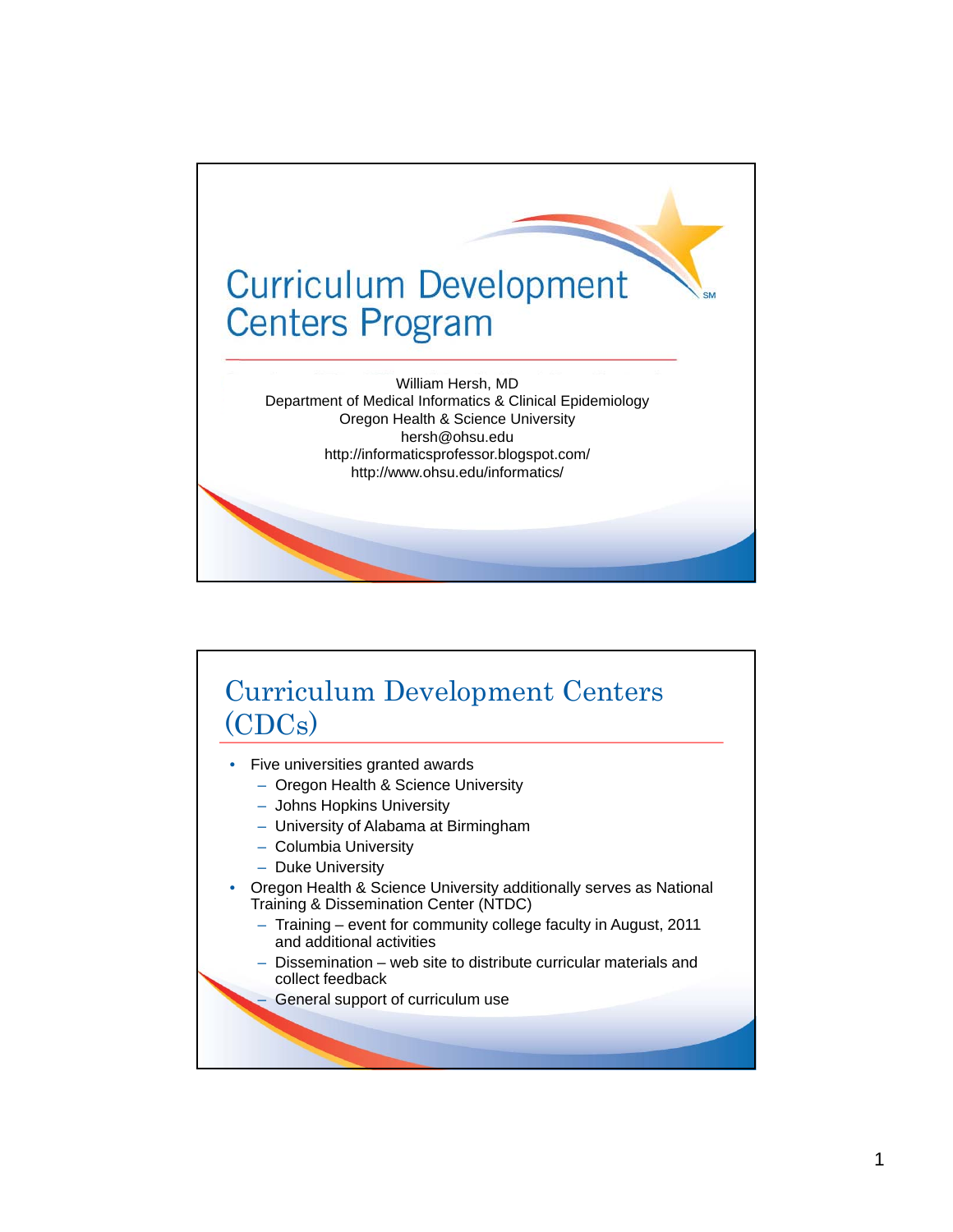# Curriculum Development Centers Program

William Hersh, MD
Department of Medical Informatics & Clinical Epidemiology
Oregon Health & Science University
hersh@ohsu.edu
http://informaticsprofessor.blogspot.com/
http://www.ohsu.edu/informatics/

## Curriculum Development Centers (CDCs)

- Five universities granted awards
  - Oregon Health & Science University
  - Johns Hopkins University
  - University of Alabama at Birmingham
  - Columbia University
  - Duke University
- Oregon Health & Science University additionally serves as National Training & Dissemination Center (NTDC)
  - Training – event for community college faculty in August, 2011 and additional activities
  - Dissemination – web site to distribute curricular materials and collect feedback
  - General support of curriculum use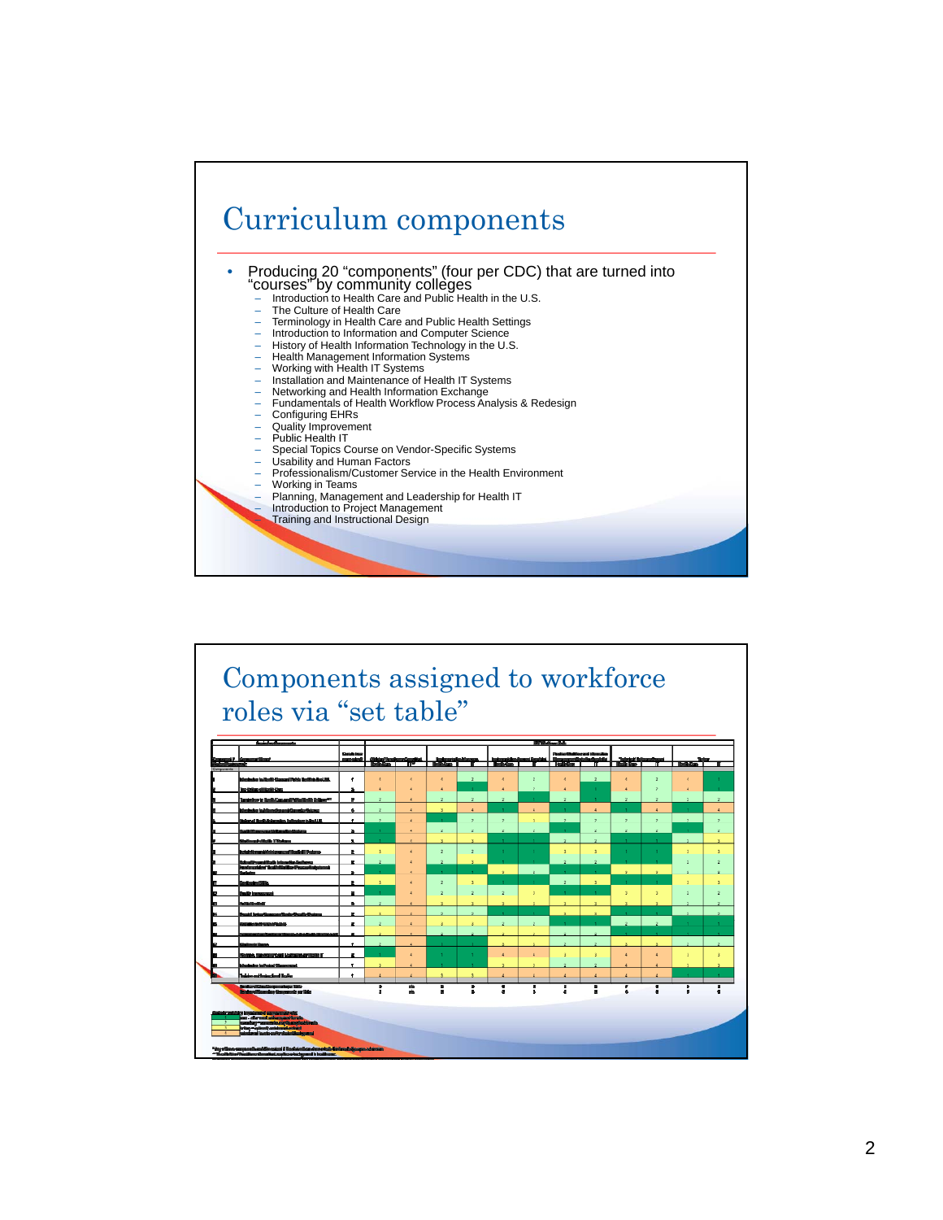# Curriculum components

- Producing 20 "components" (four per CDC) that are turned into "courses" by community colleges
  - Introduction to Health Care and Public Health in the U.S.
  - The Culture of Health Care
  - Terminology in Health Care and Public Health Settings
  - Introduction to Information and Computer Science
  - History of Health Information Technology in the U.S.
  - Health Management Information Systems
  - Working with Health IT Systems
  - Installation and Maintenance of Health IT Systems
  - Networking and Health Information Exchange
  - Fundamentals of Health Workflow Process Analysis & Redesign
  - Configuring EHRs
  - Quality Improvement
  - Public Health IT
  - Special Topics Course on Vendor-Specific Systems
  - Usability and Human Factors
  - Professionalism/Customer Service in the Health Environment
  - Working in Teams
  - Planning, Management and Leadership for Health IT
  - Introduction to Project Management
  - Training and Instructional Design

# Components assigned to workforce roles via "set table"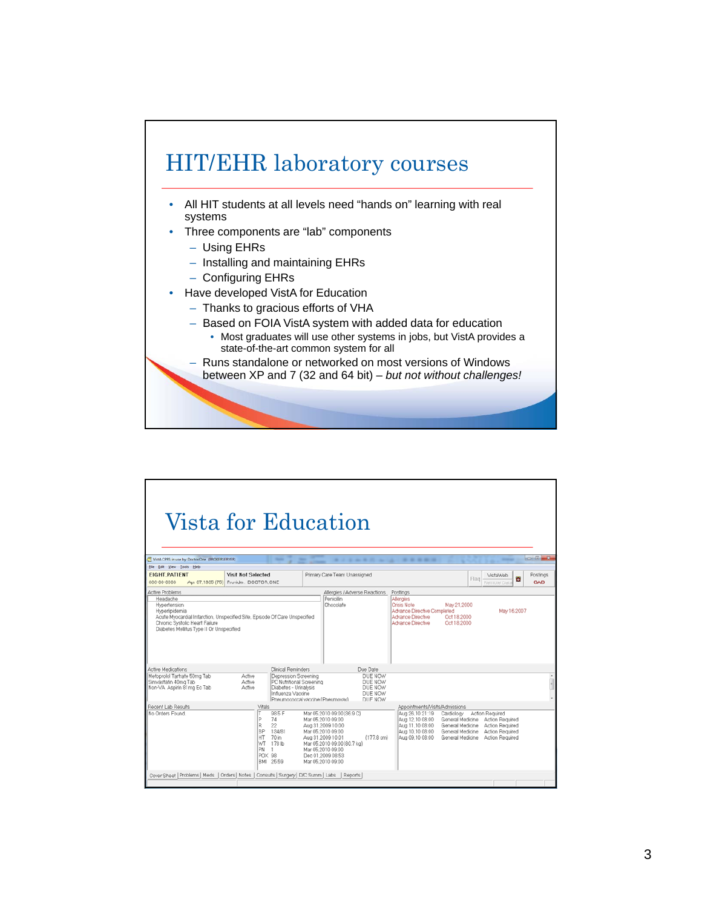# HIT/EHR laboratory courses

- All HIT students at all levels need "hands on" learning with real systems
- Three components are "lab" components
  - Using EHRs
  - Installing and maintaining EHRs
  - Configuring EHRs
- Have developed VistA for Education
  - Thanks to gracious efforts of VHA
  - Based on FOIA VistA system with added data for education
    - Most graduates will use other systems in jobs, but VistA provides a state-of-the-art common system for all
  - Runs standalone or networked on most versions of Windows between XP and 7 (32 and 64 bit) – *but not without challenges!*

# Vista for Education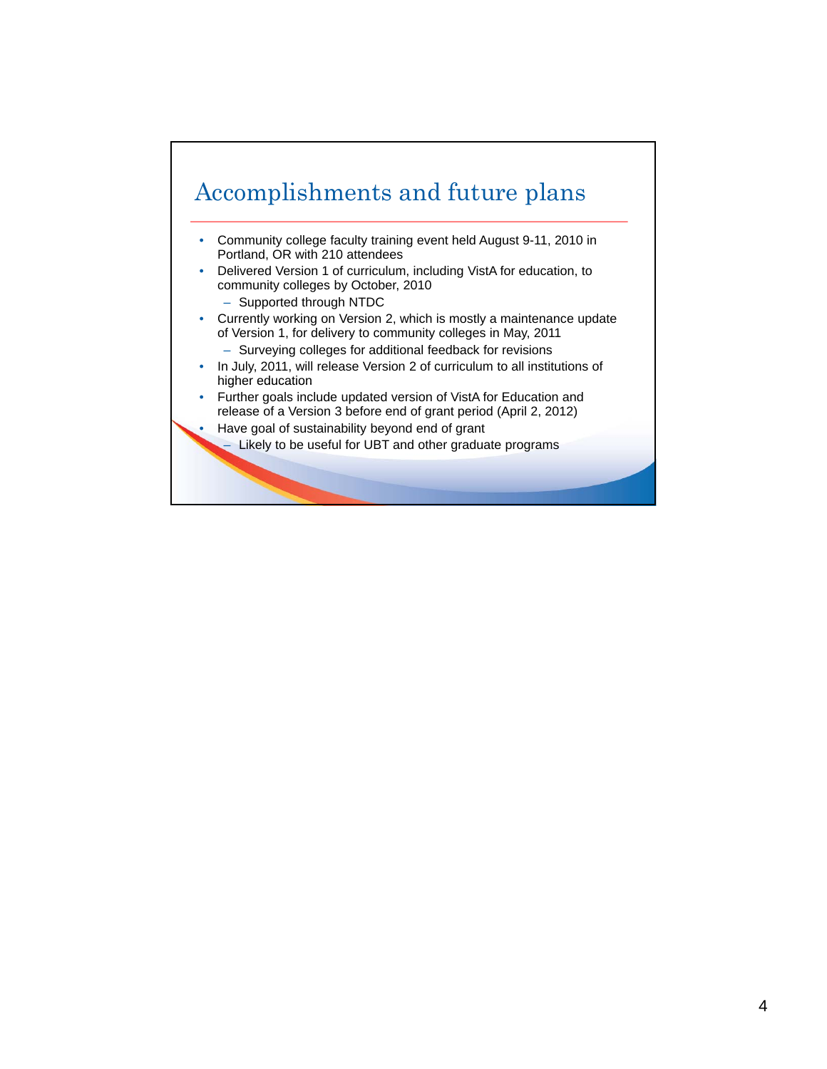# Accomplishments and future plans

- Community college faculty training event held August 9-11, 2010 in Portland, OR with 210 attendees
- Delivered Version 1 of curriculum, including VistA for education, to community colleges by October, 2010
  - Supported through NTDC
- Currently working on Version 2, which is mostly a maintenance update of Version 1, for delivery to community colleges in May, 2011
  - Surveying colleges for additional feedback for revisions
- In July, 2011, will release Version 2 of curriculum to all institutions of higher education
- Further goals include updated version of VistA for Education and release of a Version 3 before end of grant period (April 2, 2012)
- Have goal of sustainability beyond end of grant
  - Likely to be useful for UBT and other graduate programs